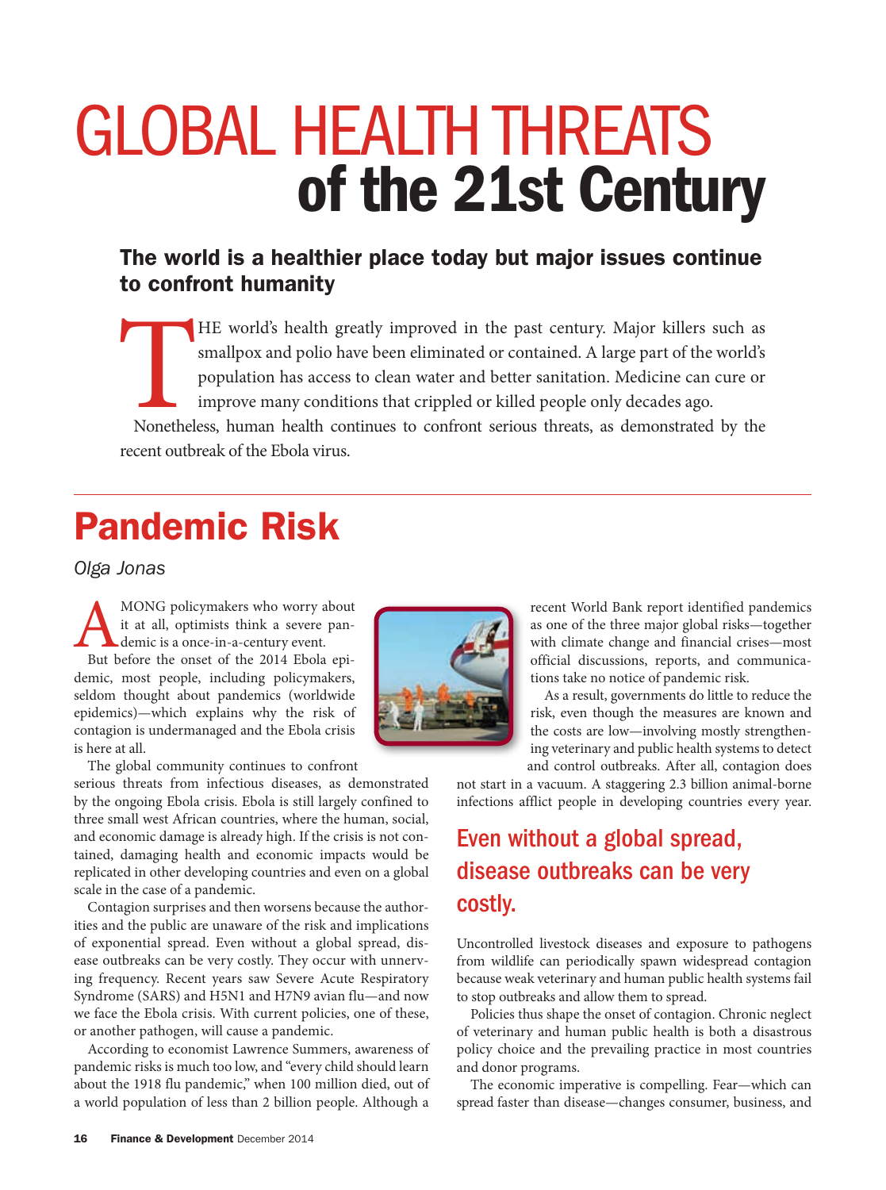# GLOBAL HEALTH THREATS of the 21st Century

### The world is a healthier place today but major issues continue to confront humanity

THE world's health greatly improved in the past century. Major killers such as smallpox and polio have been eliminated or contained. A large part of the world's population has access to clean water and better sanitation. Medicine can cure or improve many conditions that crippled or killed people only decades ago.

Nonetheless, human health continues to confront serious threats, as demonstrated by the recent outbreak of the Ebola virus.

---

## Pandemic Risk

*Olga Jonas*

AMONG policymakers who worry about it at all, optimists think a severe pandemic is a once-in-a-century event.

But before the onset of the 2014 Ebola epidemic, most people, including policymakers, seldom thought about pandemics (worldwide epidemics)—which explains why the risk of contagion is undermanaged and the Ebola crisis is here at all.

The global community continues to confront serious threats from infectious diseases, as demonstrated by the ongoing Ebola crisis. Ebola is still largely confined to three small west African countries, where the human, social, and economic damage is already high. If the crisis is not contained, damaging health and economic impacts would be replicated in other developing countries and even on a global scale in the case of a pandemic.

Contagion surprises and then worsens because the authorities and the public are unaware of the risk and implications of exponential spread. Even without a global spread, disease outbreaks can be very costly. They occur with unnerving frequency. Recent years saw Severe Acute Respiratory Syndrome (SARS) and H5N1 and H7N9 avian flu—and now we face the Ebola crisis. With current policies, one of these, or another pathogen, will cause a pandemic.

According to economist Lawrence Summers, awareness of pandemic risks is much too low, and "every child should learn about the 1918 flu pandemic," when 100 million died, out of a world population of less than 2 billion people. Although a recent World Bank report identified pandemics as one of the three major global risks—together with climate change and financial crises—most official discussions, reports, and communications take no notice of pandemic risk.

As a result, governments do little to reduce the risk, even though the measures are known and the costs are low—involving mostly strengthening veterinary and public health systems to detect and control outbreaks. After all, contagion does not start in a vacuum. A staggering 2.3 billion animal-borne infections afflict people in developing countries every year.

**Even without a global spread, disease outbreaks can be very costly.**

Uncontrolled livestock diseases and exposure to pathogens from wildlife can periodically spawn widespread contagion because weak veterinary and human public health systems fail to stop outbreaks and allow them to spread.

Policies thus shape the onset of contagion. Chronic neglect of veterinary and human public health is both a disastrous policy choice and the prevailing practice in most countries and donor programs.

The economic imperative is compelling. Fear—which can spread faster than disease—changes consumer, business, and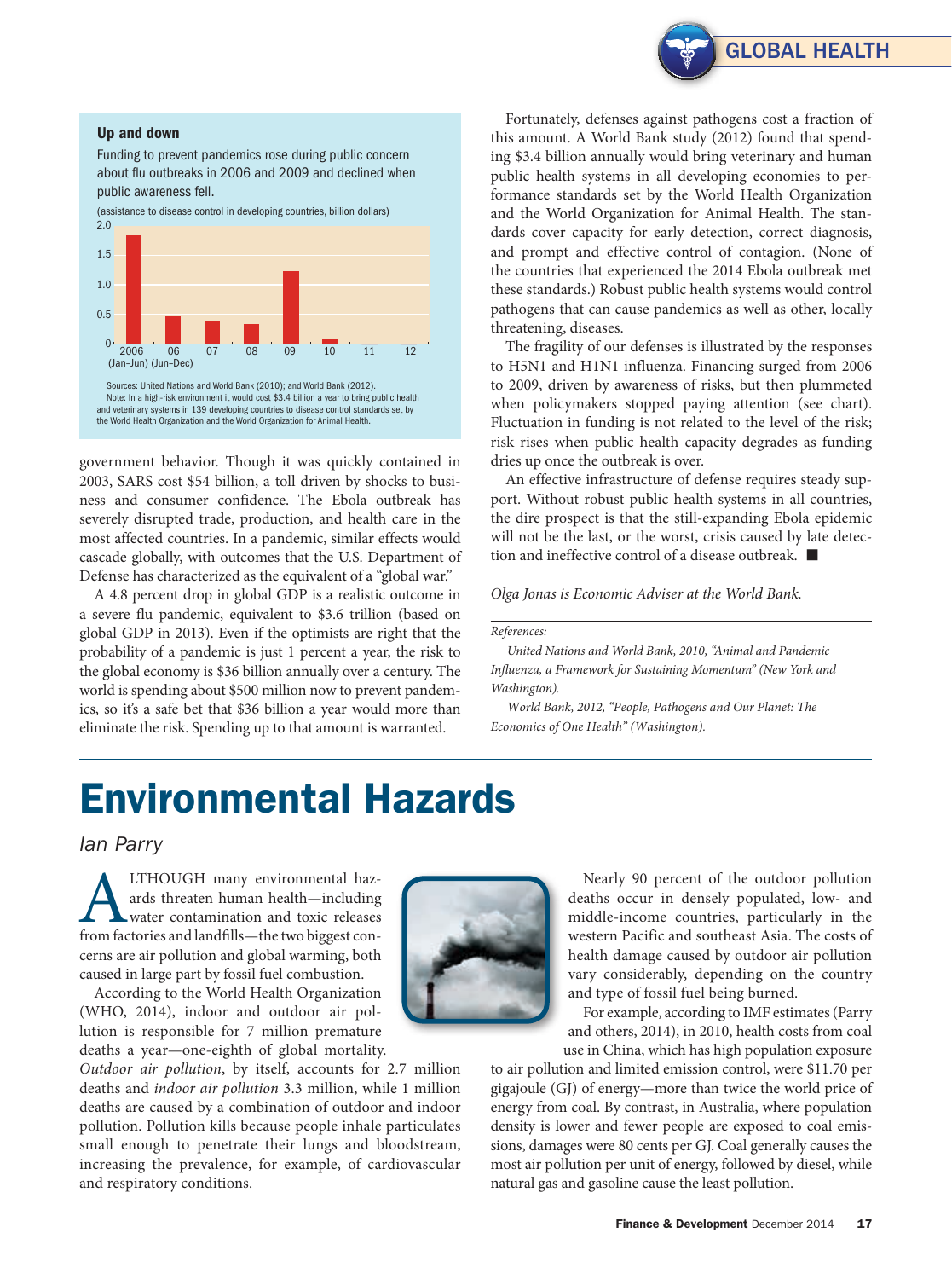**Up and down**

Funding to prevent pandemics rose during public concern about flu outbreaks in 2006 and 2009 and declined when public awareness fell.

(assistance to disease control in developing countries, billion dollars)

Sources: United Nations and World Bank (2010); and World Bank (2012).
Note: In a high-risk environment it would cost $3.4 billion a year to bring public health and veterinary systems in 139 developing countries to disease control standards set by the World Health Organization and the World Organization for Animal Health.

government behavior. Though it was quickly contained in 2003, SARS cost $54 billion, a toll driven by shocks to business and consumer confidence. The Ebola outbreak has severely disrupted trade, production, and health care in the most affected countries. In a pandemic, similar effects would cascade globally, with outcomes that the U.S. Department of Defense has characterized as the equivalent of a "global war."

A 4.8 percent drop in global GDP is a realistic outcome in a severe flu pandemic, equivalent to $3.6 trillion (based on global GDP in 2013). Even if the optimists are right that the probability of a pandemic is just 1 percent a year, the risk to the global economy is $36 billion annually over a century. The world is spending about $500 million now to prevent pandemics, so it's a safe bet that $36 billion a year would more than eliminate the risk. Spending up to that amount is warranted.

Fortunately, defenses against pathogens cost a fraction of this amount. A World Bank study (2012) found that spending $3.4 billion annually would bring veterinary and human public health systems in all developing economies to performance standards set by the World Health Organization and the World Organization for Animal Health. The standards cover capacity for early detection, correct diagnosis, and prompt and effective control of contagion. (None of the countries that experienced the 2014 Ebola outbreak met these standards.) Robust public health systems would control pathogens that can cause pandemics as well as other, locally threatening, diseases.

The fragility of our defenses is illustrated by the responses to H5N1 and H1N1 influenza. Financing surged from 2006 to 2009, driven by awareness of risks, but then plummeted when policymakers stopped paying attention (see chart). Fluctuation in funding is not related to the level of the risk; risk rises when public health capacity degrades as funding dries up once the outbreak is over.

An effective infrastructure of defense requires steady support. Without robust public health systems in all countries, the dire prospect is that the still-expanding Ebola epidemic will not be the last, or the worst, crisis caused by late detection and ineffective control of a disease outbreak. ■

*Olga Jonas is Economic Adviser at the World Bank.*

*References:*

*United Nations and World Bank, 2010, "Animal and Pandemic Influenza, a Framework for Sustaining Momentum" (New York and Washington).*

*World Bank, 2012, "People, Pathogens and Our Planet: The Economics of One Health" (Washington).*

# Environmental Hazards

*Ian Parry*

ALTHOUGH many environmental hazards threaten human health—including water contamination and toxic releases from factories and landfills—the two biggest concerns are air pollution and global warming, both caused in large part by fossil fuel combustion.

According to the World Health Organization (WHO, 2014), indoor and outdoor air pollution is responsible for 7 million premature deaths a year—one-eighth of global mortality. *Outdoor air pollution*, by itself, accounts for 2.7 million deaths and *indoor air pollution* 3.3 million, while 1 million deaths are caused by a combination of outdoor and indoor pollution. Pollution kills because people inhale particulates small enough to penetrate their lungs and bloodstream, increasing the prevalence, for example, of cardiovascular and respiratory conditions.

Nearly 90 percent of the outdoor pollution deaths occur in densely populated, low- and middle-income countries, particularly in the western Pacific and southeast Asia. The costs of health damage caused by outdoor air pollution vary considerably, depending on the country and type of fossil fuel being burned.

For example, according to IMF estimates (Parry and others, 2014), in 2010, health costs from coal use in China, which has high population exposure to air pollution and limited emission control, were $11.70 per gigajoule (GJ) of energy—more than twice the world price of energy from coal. By contrast, in Australia, where population density is lower and fewer people are exposed to coal emissions, damages were 80 cents per GJ. Coal generally causes the most air pollution per unit of energy, followed by diesel, while natural gas and gasoline cause the least pollution.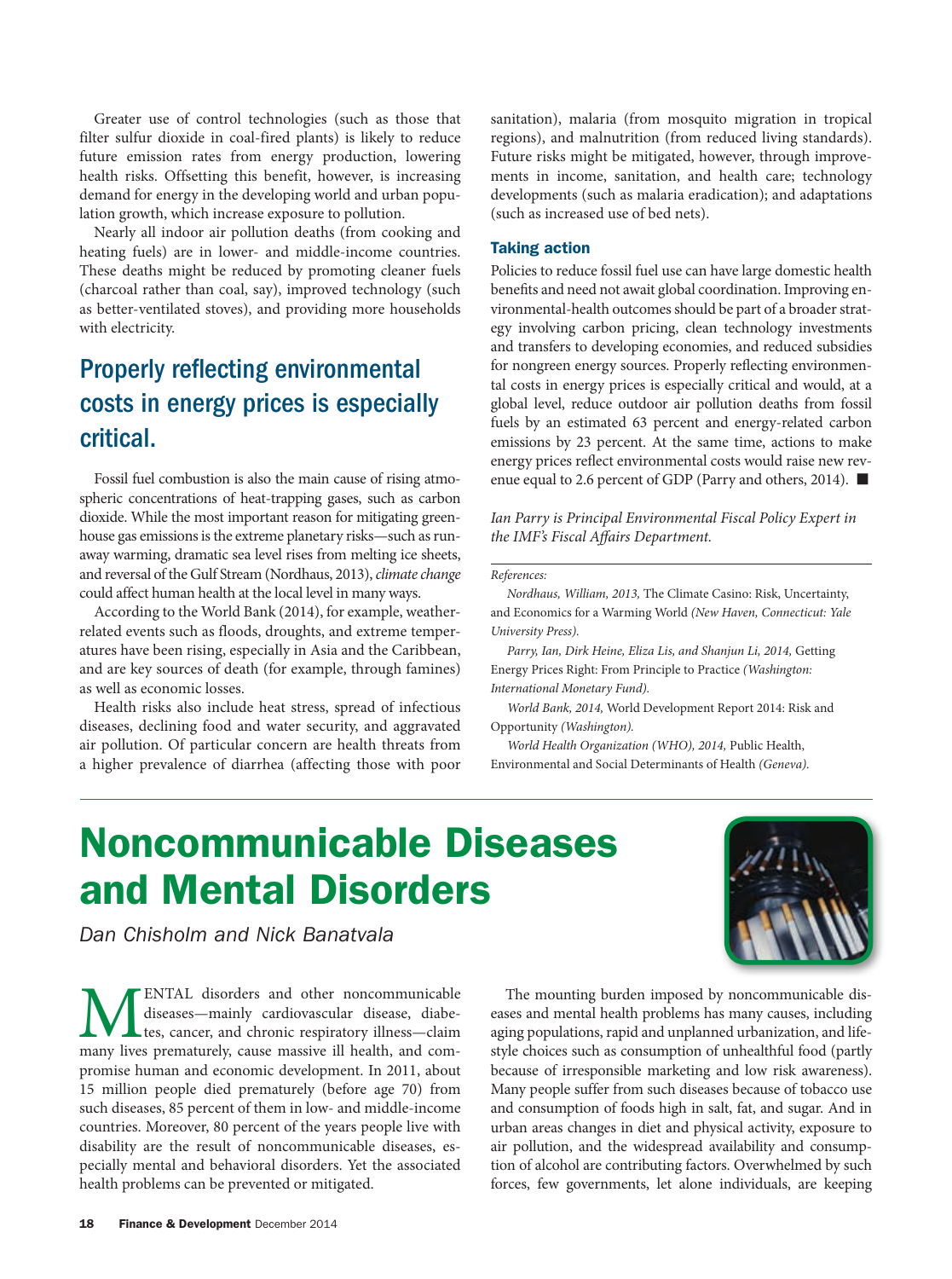Greater use of control technologies (such as those that filter sulfur dioxide in coal-fired plants) is likely to reduce future emission rates from energy production, lowering health risks. Offsetting this benefit, however, is increasing demand for energy in the developing world and urban population growth, which increase exposure to pollution.

Nearly all indoor air pollution deaths (from cooking and heating fuels) are in lower- and middle-income countries. These deaths might be reduced by promoting cleaner fuels (charcoal rather than coal, say), improved technology (such as better-ventilated stoves), and providing more households with electricity.

## Properly reflecting environmental costs in energy prices is especially critical.

Fossil fuel combustion is also the main cause of rising atmospheric concentrations of heat-trapping gases, such as carbon dioxide. While the most important reason for mitigating greenhouse gas emissions is the extreme planetary risks—such as runaway warming, dramatic sea level rises from melting ice sheets, and reversal of the Gulf Stream (Nordhaus, 2013), *climate change* could affect human health at the local level in many ways.

According to the World Bank (2014), for example, weather-related events such as floods, droughts, and extreme temperatures have been rising, especially in Asia and the Caribbean, and are key sources of death (for example, through famines) as well as economic losses.

Health risks also include heat stress, spread of infectious diseases, declining food and water security, and aggravated air pollution. Of particular concern are health threats from a higher prevalence of diarrhea (affecting those with poor sanitation), malaria (from mosquito migration in tropical regions), and malnutrition (from reduced living standards). Future risks might be mitigated, however, through improvements in income, sanitation, and health care; technology developments (such as malaria eradication); and adaptations (such as increased use of bed nets).

### Taking action

Policies to reduce fossil fuel use can have large domestic health benefits and need not await global coordination. Improving environmental-health outcomes should be part of a broader strategy involving carbon pricing, clean technology investments and transfers to developing economies, and reduced subsidies for nongreen energy sources. Properly reflecting environmental costs in energy prices is especially critical and would, at a global level, reduce outdoor air pollution deaths from fossil fuels by an estimated 63 percent and energy-related carbon emissions by 23 percent. At the same time, actions to make energy prices reflect environmental costs would raise new revenue equal to 2.6 percent of GDP (Parry and others, 2014). ■

*Ian Parry is Principal Environmental Fiscal Policy Expert in the IMF's Fiscal Affairs Department.*

*References:*

*Nordhaus, William, 2013,* The Climate Casino: Risk, Uncertainty, and Economics for a Warming World *(New Haven, Connecticut: Yale University Press).*

*Parry, Ian, Dirk Heine, Eliza Lis, and Shanjun Li, 2014,* Getting Energy Prices Right: From Principle to Practice *(Washington: International Monetary Fund).*

*World Bank, 2014,* World Development Report 2014: Risk and Opportunity *(Washington).*

*World Health Organization (WHO), 2014,* Public Health, Environmental and Social Determinants of Health *(Geneva).*

# Noncommunicable Diseases and Mental Disorders

*Dan Chisholm and Nick Banatvala*

MENTAL disorders and other noncommunicable diseases—mainly cardiovascular disease, diabetes, cancer, and chronic respiratory illness—claim many lives prematurely, cause massive ill health, and compromise human and economic development. In 2011, about 15 million people died prematurely (before age 70) from such diseases, 85 percent of them in low- and middle-income countries. Moreover, 80 percent of the years people live with disability are the result of noncommunicable diseases, especially mental and behavioral disorders. Yet the associated health problems can be prevented or mitigated.

The mounting burden imposed by noncommunicable diseases and mental health problems has many causes, including aging populations, rapid and unplanned urbanization, and lifestyle choices such as consumption of unhealthful food (partly because of irresponsible marketing and low risk awareness). Many people suffer from such diseases because of tobacco use and consumption of foods high in salt, fat, and sugar. And in urban areas changes in diet and physical activity, exposure to air pollution, and the widespread availability and consumption of alcohol are contributing factors. Overwhelmed by such forces, few governments, let alone individuals, are keeping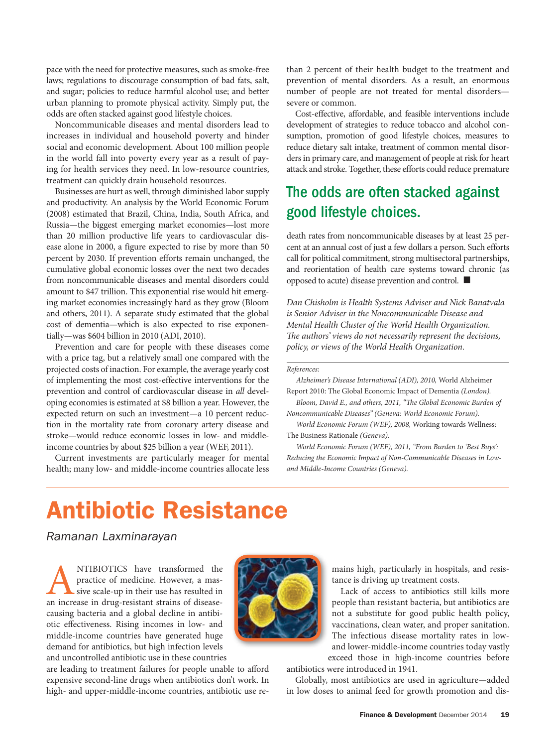pace with the need for protective measures, such as smoke-free laws; regulations to discourage consumption of bad fats, salt, and sugar; policies to reduce harmful alcohol use; and better urban planning to promote physical activity. Simply put, the odds are often stacked against good lifestyle choices.

Noncommunicable diseases and mental disorders lead to increases in individual and household poverty and hinder social and economic development. About 100 million people in the world fall into poverty every year as a result of paying for health services they need. In low-resource countries, treatment can quickly drain household resources.

Businesses are hurt as well, through diminished labor supply and productivity. An analysis by the World Economic Forum (2008) estimated that Brazil, China, India, South Africa, and Russia—the biggest emerging market economies—lost more than 20 million productive life years to cardiovascular disease alone in 2000, a figure expected to rise by more than 50 percent by 2030. If prevention efforts remain unchanged, the cumulative global economic losses over the next two decades from noncommunicable diseases and mental disorders could amount to $47 trillion. This exponential rise would hit emerging market economies increasingly hard as they grow (Bloom and others, 2011). A separate study estimated that the global cost of dementia—which is also expected to rise exponentially—was $604 billion in 2010 (ADI, 2010).

Prevention and care for people with these diseases come with a price tag, but a relatively small one compared with the projected costs of inaction. For example, the average yearly cost of implementing the most cost-effective interventions for the prevention and control of cardiovascular disease in *all* developing economies is estimated at $8 billion a year. However, the expected return on such an investment—a 10 percent reduction in the mortality rate from coronary artery disease and stroke—would reduce economic losses in low- and middle-income countries by about $25 billion a year (WEF, 2011).

Current investments are particularly meager for mental health; many low- and middle-income countries allocate less than 2 percent of their health budget to the treatment and prevention of mental disorders. As a result, an enormous number of people are not treated for mental disorders—severe or common.

Cost-effective, affordable, and feasible interventions include development of strategies to reduce tobacco and alcohol consumption, promotion of good lifestyle choices, measures to reduce dietary salt intake, treatment of common mental disorders in primary care, and management of people at risk for heart attack and stroke. Together, these efforts could reduce premature death rates from noncommunicable diseases by at least 25 percent at an annual cost of just a few dollars a person. Such efforts call for political commitment, strong multisectoral partnerships, and reorientation of health care systems toward chronic (as opposed to acute) disease prevention and control. ■

**The odds are often stacked against good lifestyle choices.**

*Dan Chisholm is Health Systems Adviser and Nick Banatvala is Senior Adviser in the Noncommunicable Disease and Mental Health Cluster of the World Health Organization. The authors' views do not necessarily represent the decisions, policy, or views of the World Health Organization.*

*References:*

*Alzheimer's Disease International (ADI), 2010,* World Alzheimer Report 2010: The Global Economic Impact of Dementia *(London).*

*Bloom, David E., and others, 2011, "The Global Economic Burden of Noncommunicable Diseases" (Geneva: World Economic Forum).*

*World Economic Forum (WEF), 2008,* Working towards Wellness: The Business Rationale *(Geneva).*

*World Economic Forum (WEF), 2011, "From Burden to 'Best Buys': Reducing the Economic Impact of Non-Communicable Diseases in Low- and Middle-Income Countries (Geneva).*

# Antibiotic Resistance

*Ramanan Laxminarayan*

ANTIBIOTICS have transformed the practice of medicine. However, a massive scale-up in their use has resulted in an increase in drug-resistant strains of disease-causing bacteria and a global decline in antibiotic effectiveness. Rising incomes in low- and middle-income countries have generated huge demand for antibiotics, but high infection levels and uncontrolled antibiotic use in these countries are leading to treatment failures for people unable to afford expensive second-line drugs when antibiotics don't work. In high- and upper-middle-income countries, antibiotic use remains high, particularly in hospitals, and resistance is driving up treatment costs.

Lack of access to antibiotics still kills more people than resistant bacteria, but antibiotics are not a substitute for good public health policy, vaccinations, clean water, and proper sanitation. The infectious disease mortality rates in low- and lower-middle-income countries today vastly exceed those in high-income countries before antibiotics were introduced in 1941.

Globally, most antibiotics are used in agriculture—added in low doses to animal feed for growth promotion and dis-